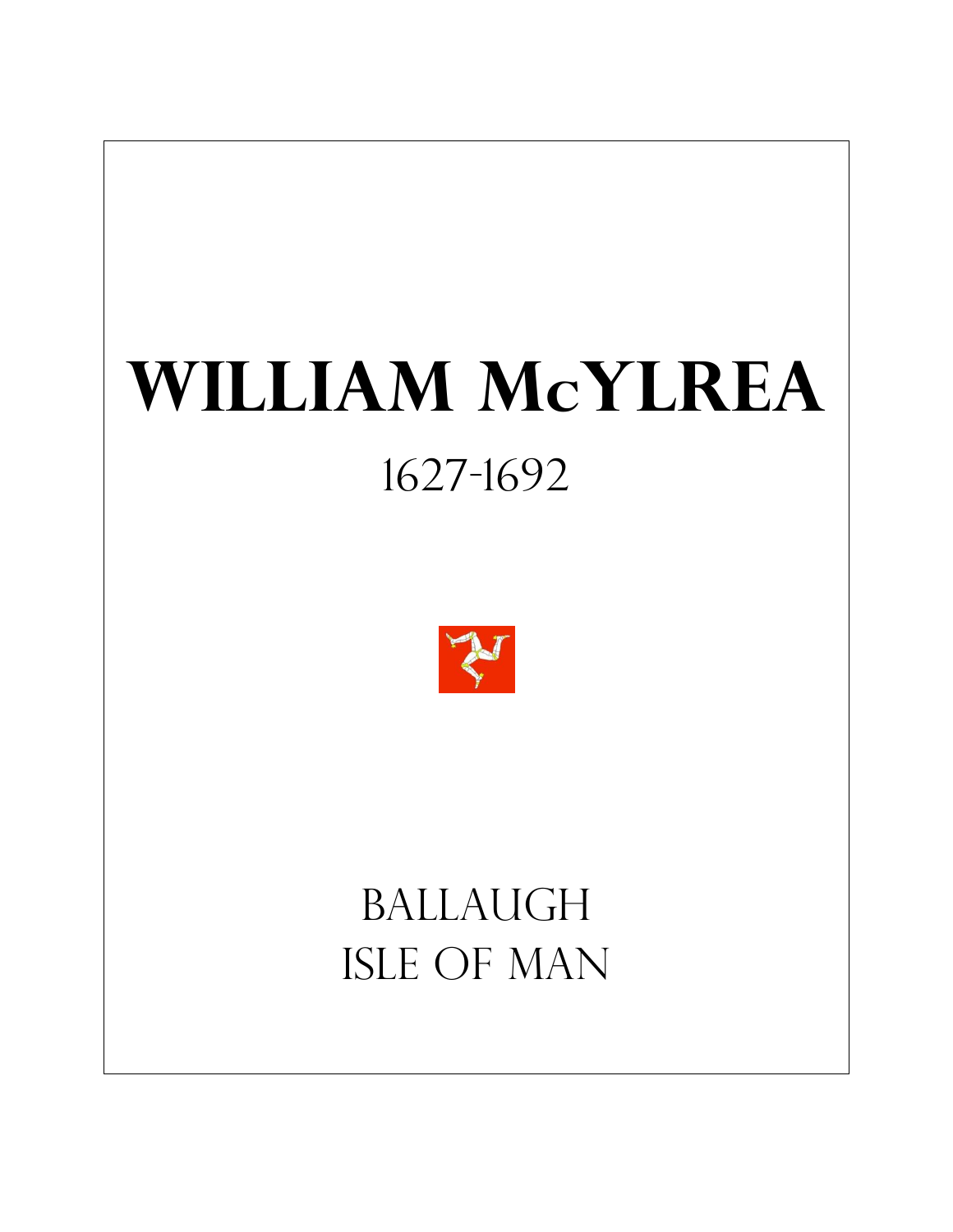# WILLIAM McYLREA

1627-1692

BALLAUGH

ISLE OF MAN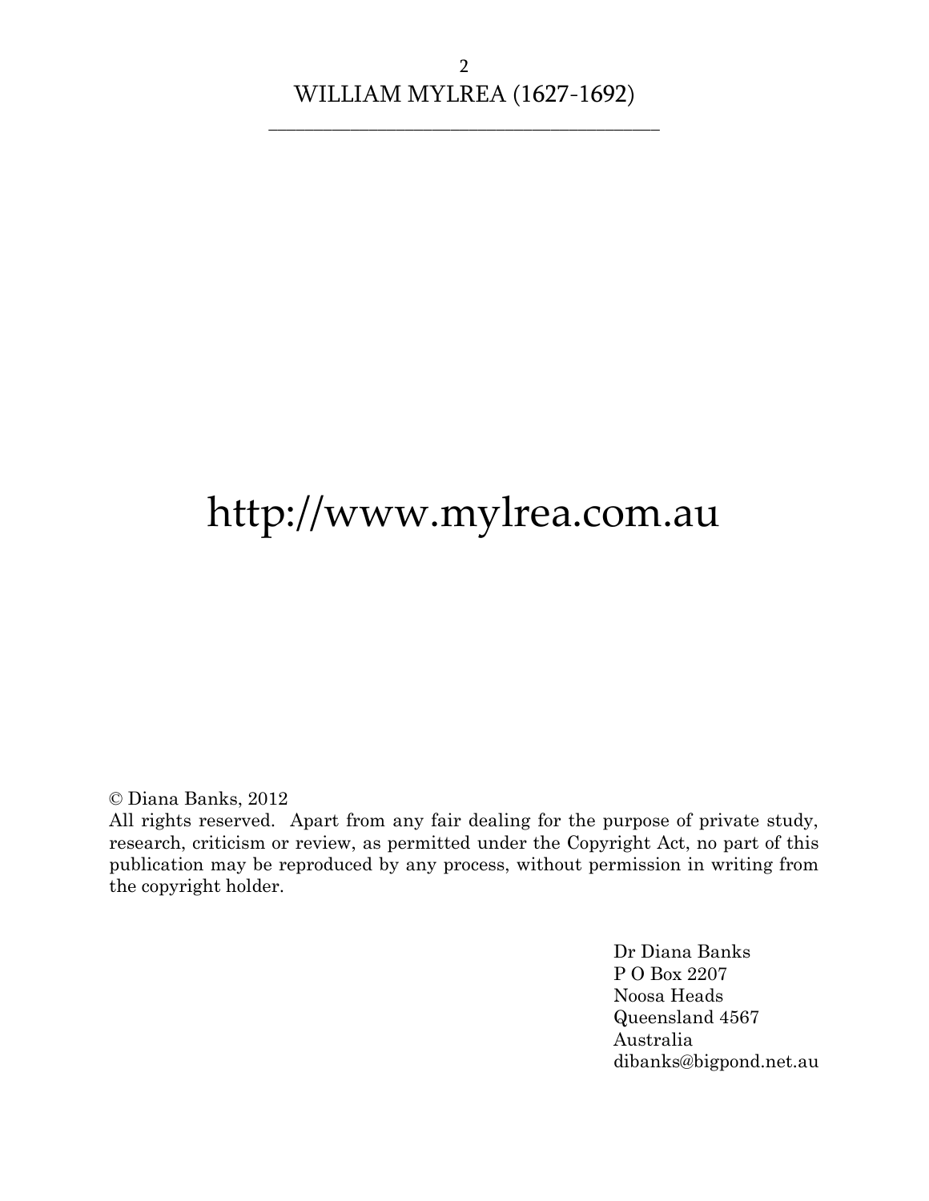http://www.mylrea.com.au

© Diana Banks, 2012
All rights reserved. Apart from any fair dealing for the purpose of private study, research, criticism or review, as permitted under the Copyright Act, no part of this publication may be reproduced by any process, without permission in writing from the copyright holder.

Dr Diana Banks
P O Box 2207
Noosa Heads
Queensland 4567
Australia
dibanks@bigpond.net.au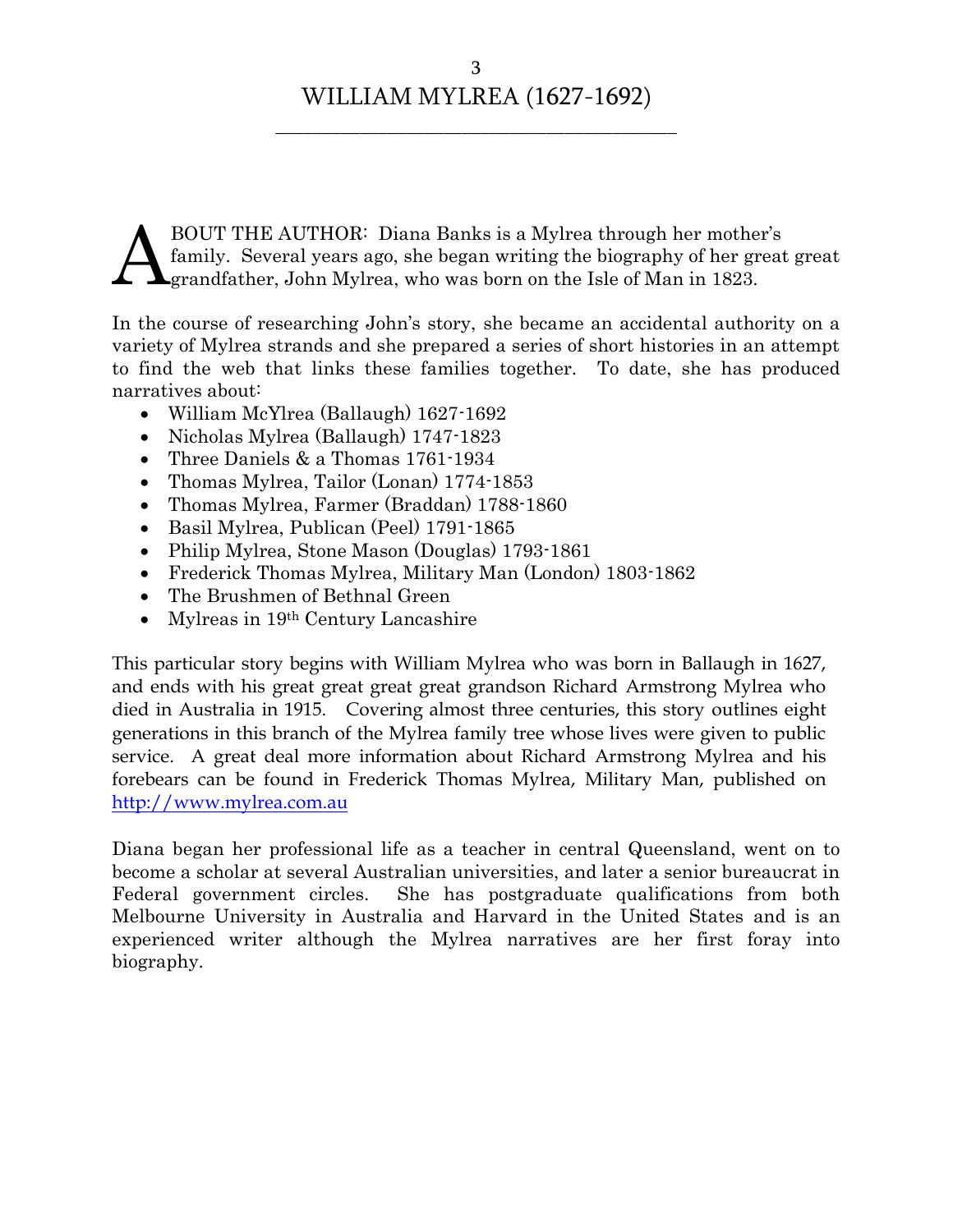# WILLIAM MYLREA (1627-1692)

ABOUT THE AUTHOR: Diana Banks is a Mylrea through her mother's family. Several years ago, she began writing the biography of her great great grandfather, John Mylrea, who was born on the Isle of Man in 1823.

In the course of researching John's story, she became an accidental authority on a variety of Mylrea strands and she prepared a series of short histories in an attempt to find the web that links these families together. To date, she has produced narratives about:

- William McYlrea (Ballaugh) 1627-1692
- Nicholas Mylrea (Ballaugh) 1747-1823
- Three Daniels & a Thomas 1761-1934
- Thomas Mylrea, Tailor (Lonan) 1774-1853
- Thomas Mylrea, Farmer (Braddan) 1788-1860
- Basil Mylrea, Publican (Peel) 1791-1865
- Philip Mylrea, Stone Mason (Douglas) 1793-1861
- Frederick Thomas Mylrea, Military Man (London) 1803-1862
- The Brushmen of Bethnal Green
- Mylreas in 19th Century Lancashire

This particular story begins with William Mylrea who was born in Ballaugh in 1627, and ends with his great great great great grandson Richard Armstrong Mylrea who died in Australia in 1915. Covering almost three centuries, this story outlines eight generations in this branch of the Mylrea family tree whose lives were given to public service. A great deal more information about Richard Armstrong Mylrea and his forebears can be found in Frederick Thomas Mylrea, Military Man, published on [http://www.mylrea.com.au](http://www.mylrea.com.au)

Diana began her professional life as a teacher in central Queensland, went on to become a scholar at several Australian universities, and later a senior bureaucrat in Federal government circles. She has postgraduate qualifications from both Melbourne University in Australia and Harvard in the United States and is an experienced writer although the Mylrea narratives are her first foray into biography.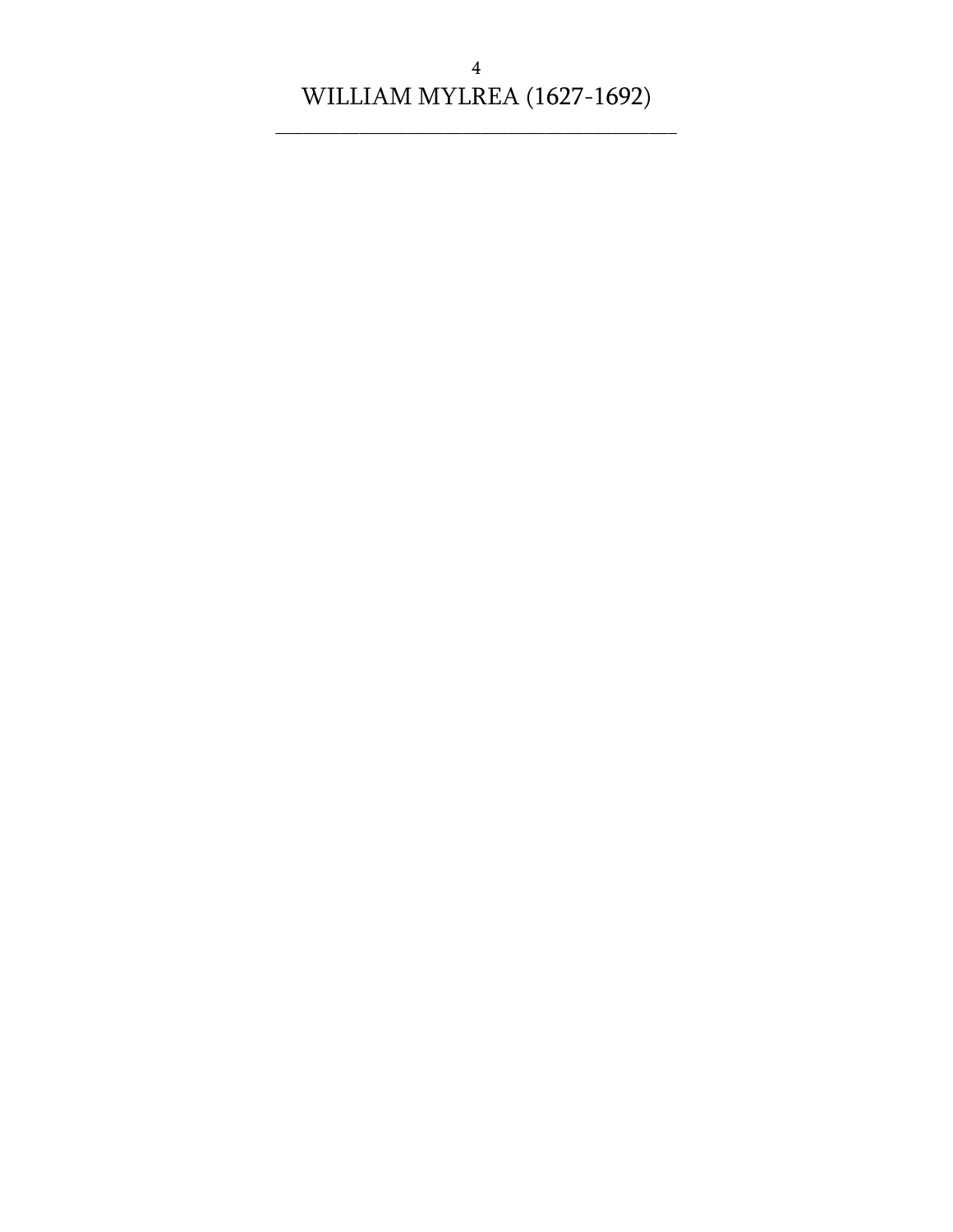# 4
# WILLIAM MYLREA (1627-1692)

---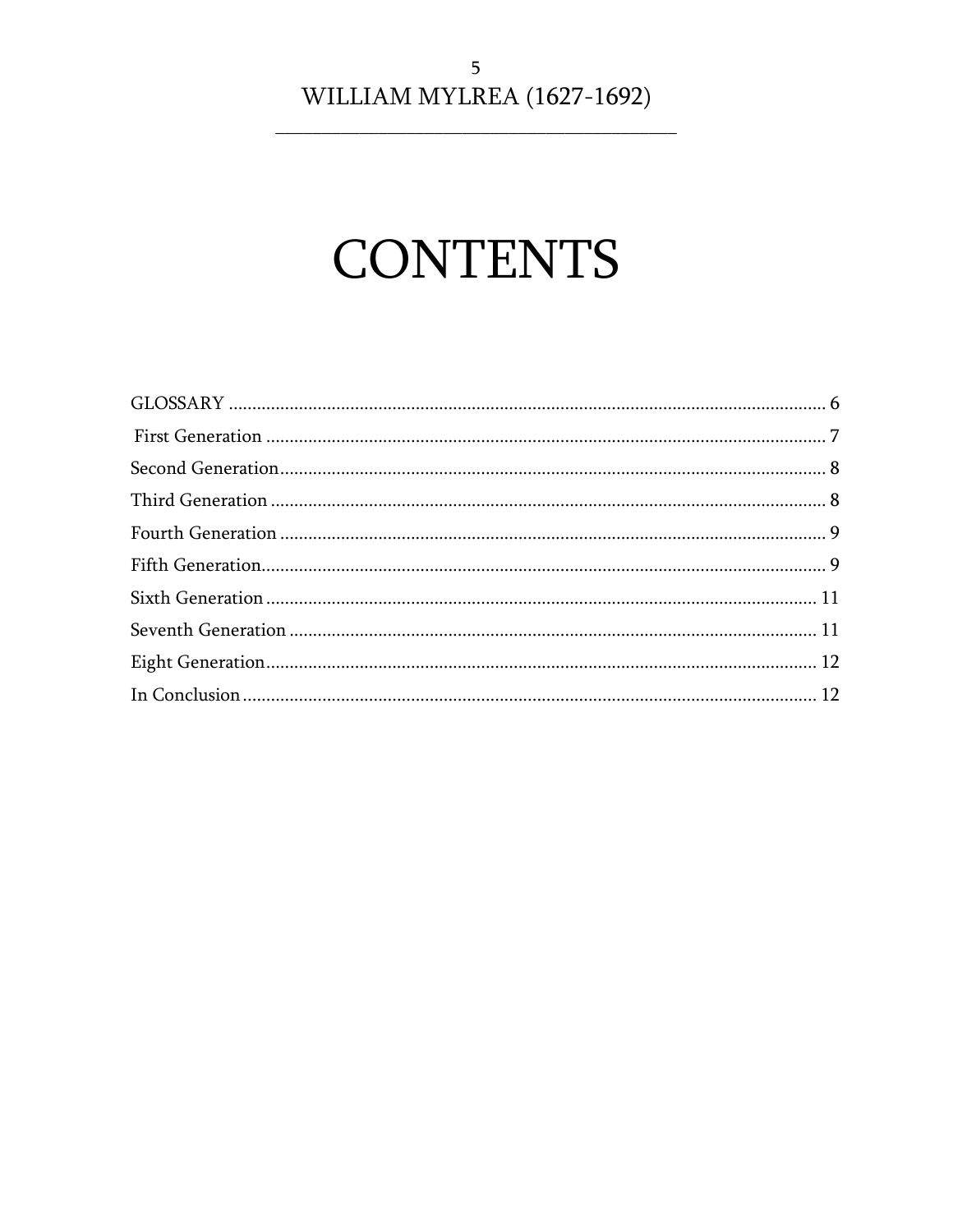# CONTENTS

GLOSSARY ..................................................................................................................... 6

First Generation ............................................................................................................ 7

Second Generation......................................................................................................... 8

Third Generation ............................................................................................................ 8

Fourth Generation .......................................................................................................... 9

Fifth Generation.............................................................................................................. 9

Sixth Generation ............................................................................................................ 11

Seventh Generation ....................................................................................................... 11

Eight Generation............................................................................................................ 12

In Conclusion ................................................................................................................. 12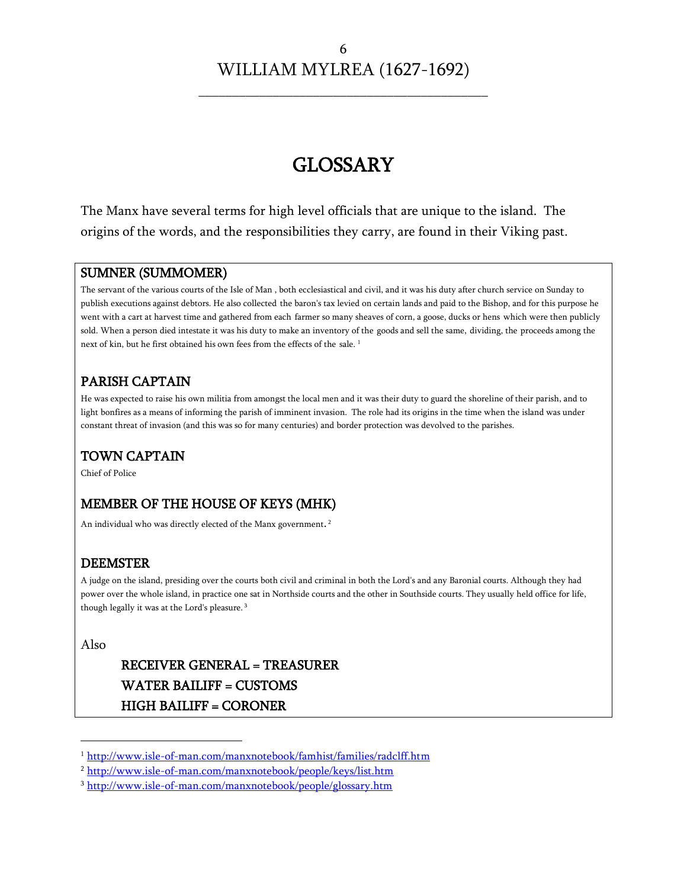# GLOSSARY

The Manx have several terms for high level officials that are unique to the island. The origins of the words, and the responsibilities they carry, are found in their Viking past.

## SUMNER (SUMMOMER)

The servant of the various courts of the Isle of Man , both ecclesiastical and civil, and it was his duty after church service on Sunday to publish executions against debtors. He also collected the baron's tax levied on certain lands and paid to the Bishop, and for this purpose he went with a cart at harvest time and gathered from each farmer so many sheaves of corn, a goose, ducks or hens which were then publicly sold. When a person died intestate it was his duty to make an inventory of the goods and sell the same, dividing, the proceeds among the next of kin, but he first obtained his own fees from the effects of the sale. [1]

## PARISH CAPTAIN

He was expected to raise his own militia from amongst the local men and it was their duty to guard the shoreline of their parish, and to light bonfires as a means of informing the parish of imminent invasion. The role had its origins in the time when the island was under constant threat of invasion (and this was so for many centuries) and border protection was devolved to the parishes.

## TOWN CAPTAIN

Chief of Police

## MEMBER OF THE HOUSE OF KEYS (MHK)

An individual who was directly elected of the Manx government. [2]

## DEEMSTER

A judge on the island, presiding over the courts both civil and criminal in both the Lord's and any Baronial courts. Although they had power over the whole island, in practice one sat in Northside courts and the other in Southside courts. They usually held office for life, though legally it was at the Lord's pleasure. [3]

Also

**RECEIVER GENERAL = TREASURER**
**WATER BAILIFF = CUSTOMS**
**HIGH BAILIFF = CORONER**

---

[1] http://www.isle-of-man.com/manxnotebook/famhist/families/radclff.htm

[2] http://www.isle-of-man.com/manxnotebook/people/keys/list.htm

[3] http://www.isle-of-man.com/manxnotebook/people/glossary.htm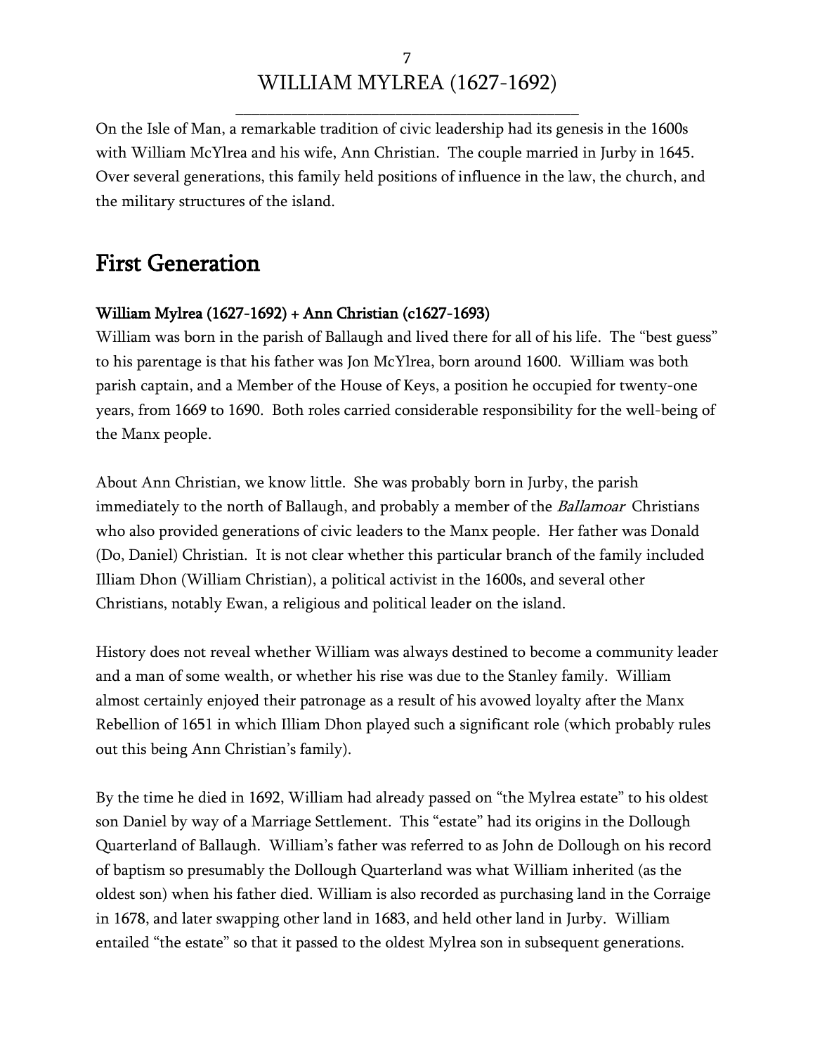# WILLIAM MYLREA (1627-1692)

On the Isle of Man, a remarkable tradition of civic leadership had its genesis in the 1600s with William McYlrea and his wife, Ann Christian. The couple married in Jurby in 1645. Over several generations, this family held positions of influence in the law, the church, and the military structures of the island.

## First Generation

### William Mylrea (1627-1692) + Ann Christian (c1627-1693)

William was born in the parish of Ballaugh and lived there for all of his life. The "best guess" to his parentage is that his father was Jon McYlrea, born around 1600. William was both parish captain, and a Member of the House of Keys, a position he occupied for twenty-one years, from 1669 to 1690. Both roles carried considerable responsibility for the well-being of the Manx people.

About Ann Christian, we know little. She was probably born in Jurby, the parish immediately to the north of Ballaugh, and probably a member of the *Ballamoar* Christians who also provided generations of civic leaders to the Manx people. Her father was Donald (Do, Daniel) Christian. It is not clear whether this particular branch of the family included Illiam Dhon (William Christian), a political activist in the 1600s, and several other Christians, notably Ewan, a religious and political leader on the island.

History does not reveal whether William was always destined to become a community leader and a man of some wealth, or whether his rise was due to the Stanley family. William almost certainly enjoyed their patronage as a result of his avowed loyalty after the Manx Rebellion of 1651 in which Illiam Dhon played such a significant role (which probably rules out this being Ann Christian's family).

By the time he died in 1692, William had already passed on "the Mylrea estate" to his oldest son Daniel by way of a Marriage Settlement. This "estate" had its origins in the Dollough Quarterland of Ballaugh. William's father was referred to as John de Dollough on his record of baptism so presumably the Dollough Quarterland was what William inherited (as the oldest son) when his father died. William is also recorded as purchasing land in the Corraige in 1678, and later swapping other land in 1683, and held other land in Jurby. William entailed "the estate" so that it passed to the oldest Mylrea son in subsequent generations.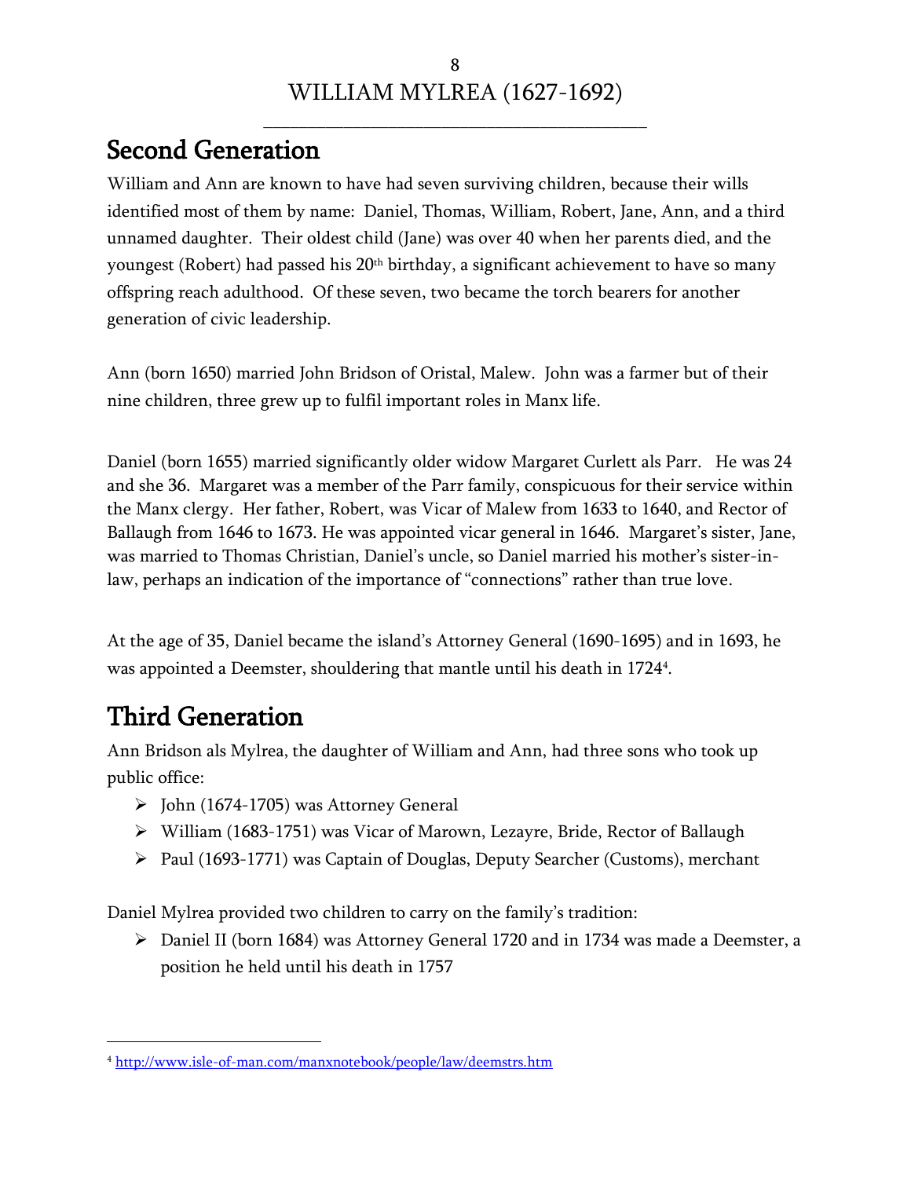## Second Generation

William and Ann are known to have had seven surviving children, because their wills identified most of them by name: Daniel, Thomas, William, Robert, Jane, Ann, and a third unnamed daughter. Their oldest child (Jane) was over 40 when her parents died, and the youngest (Robert) had passed his 20th birthday, a significant achievement to have so many offspring reach adulthood. Of these seven, two became the torch bearers for another generation of civic leadership.

Ann (born 1650) married John Bridson of Oristal, Malew. John was a farmer but of their nine children, three grew up to fulfil important roles in Manx life.

Daniel (born 1655) married significantly older widow Margaret Curlett als Parr. He was 24 and she 36. Margaret was a member of the Parr family, conspicuous for their service within the Manx clergy. Her father, Robert, was Vicar of Malew from 1633 to 1640, and Rector of Ballaugh from 1646 to 1673. He was appointed vicar general in 1646. Margaret's sister, Jane, was married to Thomas Christian, Daniel's uncle, so Daniel married his mother's sister-in-law, perhaps an indication of the importance of "connections" rather than true love.

At the age of 35, Daniel became the island's Attorney General (1690-1695) and in 1693, he was appointed a Deemster, shouldering that mantle until his death in 1724[4].

## Third Generation

Ann Bridson als Mylrea, the daughter of William and Ann, had three sons who took up public office:

- John (1674-1705) was Attorney General
- William (1683-1751) was Vicar of Marown, Lezayre, Bride, Rector of Ballaugh
- Paul (1693-1771) was Captain of Douglas, Deputy Searcher (Customs), merchant

Daniel Mylrea provided two children to carry on the family's tradition:

- Daniel II (born 1684) was Attorney General 1720 and in 1734 was made a Deemster, a position he held until his death in 1757

---

[4] http://www.isle-of-man.com/manxnotebook/people/law/deemstrs.htm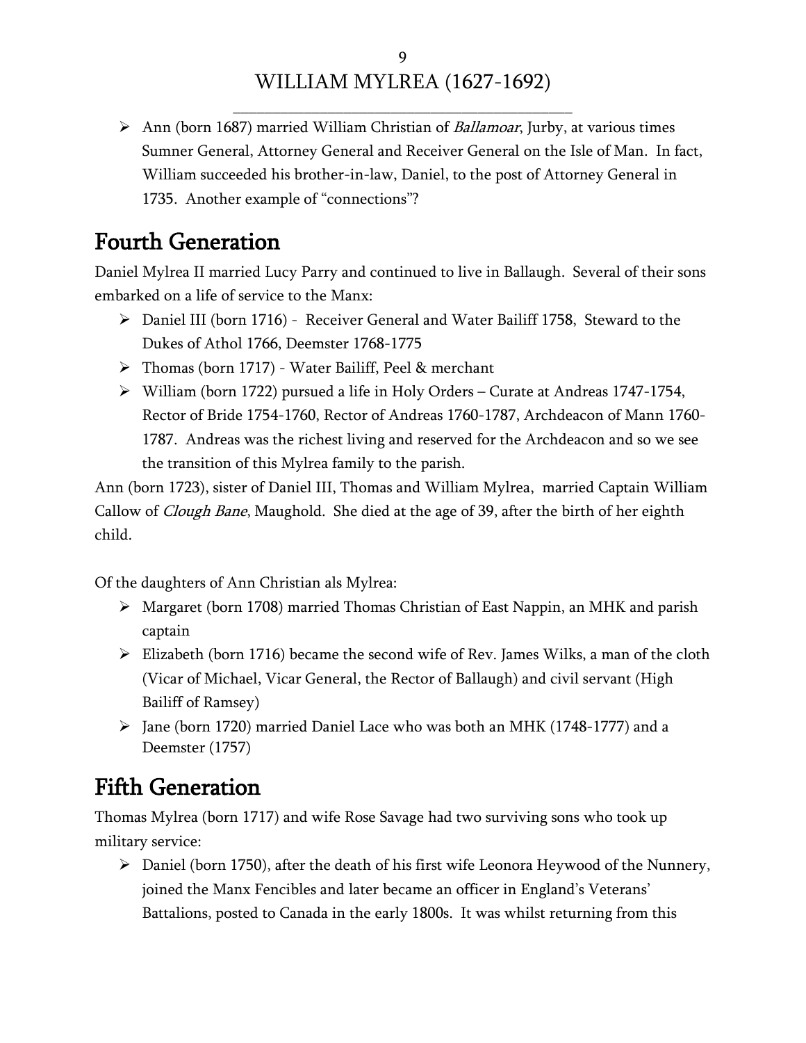- Ann (born 1687) married William Christian of *Ballamoar*, Jurby, at various times Sumner General, Attorney General and Receiver General on the Isle of Man. In fact, William succeeded his brother-in-law, Daniel, to the post of Attorney General in 1735. Another example of "connections"?

## Fourth Generation

Daniel Mylrea II married Lucy Parry and continued to live in Ballaugh. Several of their sons embarked on a life of service to the Manx:

- Daniel III (born 1716) - Receiver General and Water Bailiff 1758, Steward to the Dukes of Athol 1766, Deemster 1768-1775
- Thomas (born 1717) - Water Bailiff, Peel & merchant
- William (born 1722) pursued a life in Holy Orders – Curate at Andreas 1747-1754, Rector of Bride 1754-1760, Rector of Andreas 1760-1787, Archdeacon of Mann 1760-1787. Andreas was the richest living and reserved for the Archdeacon and so we see the transition of this Mylrea family to the parish.

Ann (born 1723), sister of Daniel III, Thomas and William Mylrea, married Captain William Callow of *Clough Bane*, Maughold. She died at the age of 39, after the birth of her eighth child.

Of the daughters of Ann Christian als Mylrea:

- Margaret (born 1708) married Thomas Christian of East Nappin, an MHK and parish captain
- Elizabeth (born 1716) became the second wife of Rev. James Wilks, a man of the cloth (Vicar of Michael, Vicar General, the Rector of Ballaugh) and civil servant (High Bailiff of Ramsey)
- Jane (born 1720) married Daniel Lace who was both an MHK (1748-1777) and a Deemster (1757)

## Fifth Generation

Thomas Mylrea (born 1717) and wife Rose Savage had two surviving sons who took up military service:

- Daniel (born 1750), after the death of his first wife Leonora Heywood of the Nunnery, joined the Manx Fencibles and later became an officer in England's Veterans' Battalions, posted to Canada in the early 1800s. It was whilst returning from this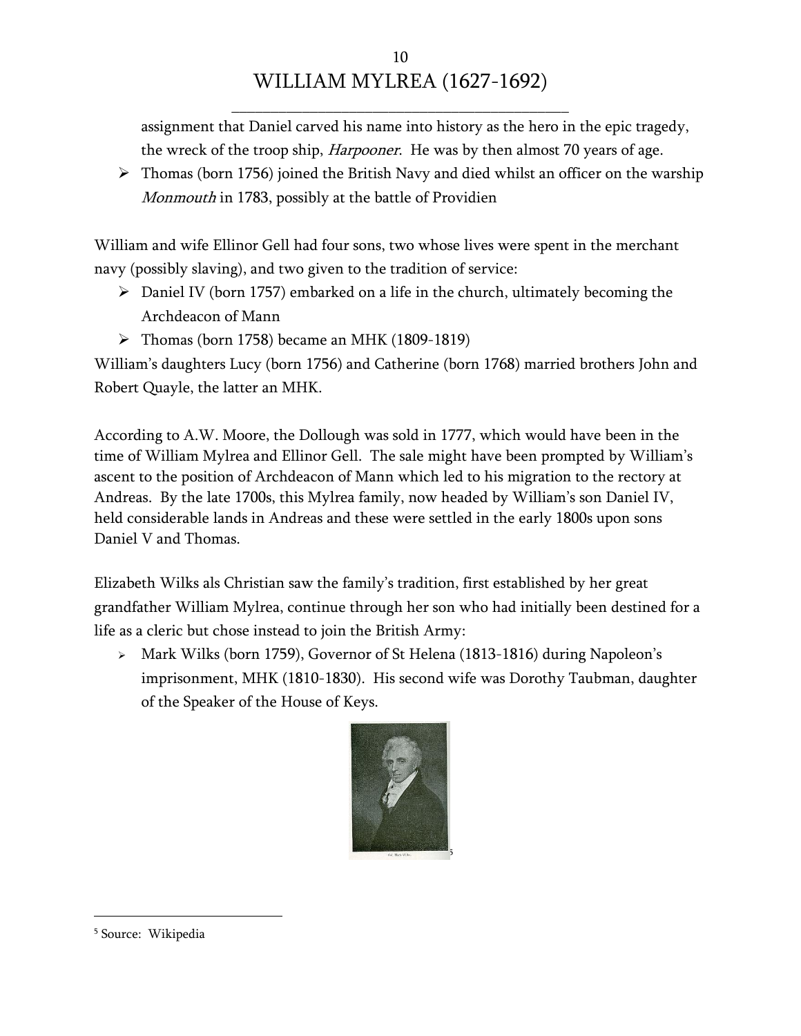assignment that Daniel carved his name into history as the hero in the epic tragedy, the wreck of the troop ship, *Harpooner*. He was by then almost 70 years of age.

- Thomas (born 1756) joined the British Navy and died whilst an officer on the warship *Monmouth* in 1783, possibly at the battle of Providien

William and wife Ellinor Gell had four sons, two whose lives were spent in the merchant navy (possibly slaving), and two given to the tradition of service:

- Daniel IV (born 1757) embarked on a life in the church, ultimately becoming the Archdeacon of Mann
- Thomas (born 1758) became an MHK (1809-1819)

William's daughters Lucy (born 1756) and Catherine (born 1768) married brothers John and Robert Quayle, the latter an MHK.

According to A.W. Moore, the Dollough was sold in 1777, which would have been in the time of William Mylrea and Ellinor Gell. The sale might have been prompted by William's ascent to the position of Archdeacon of Mann which led to his migration to the rectory at Andreas. By the late 1700s, this Mylrea family, now headed by William's son Daniel IV, held considerable lands in Andreas and these were settled in the early 1800s upon sons Daniel V and Thomas.

Elizabeth Wilks als Christian saw the family's tradition, first established by her great grandfather William Mylrea, continue through her son who had initially been destined for a life as a cleric but chose instead to join the British Army:

- Mark Wilks (born 1759), Governor of St Helena (1813-1816) during Napoleon's imprisonment, MHK (1810-1830). His second wife was Dorothy Taubman, daughter of the Speaker of the House of Keys.

Col. Mark Wilks.[5]

[5] Source: Wikipedia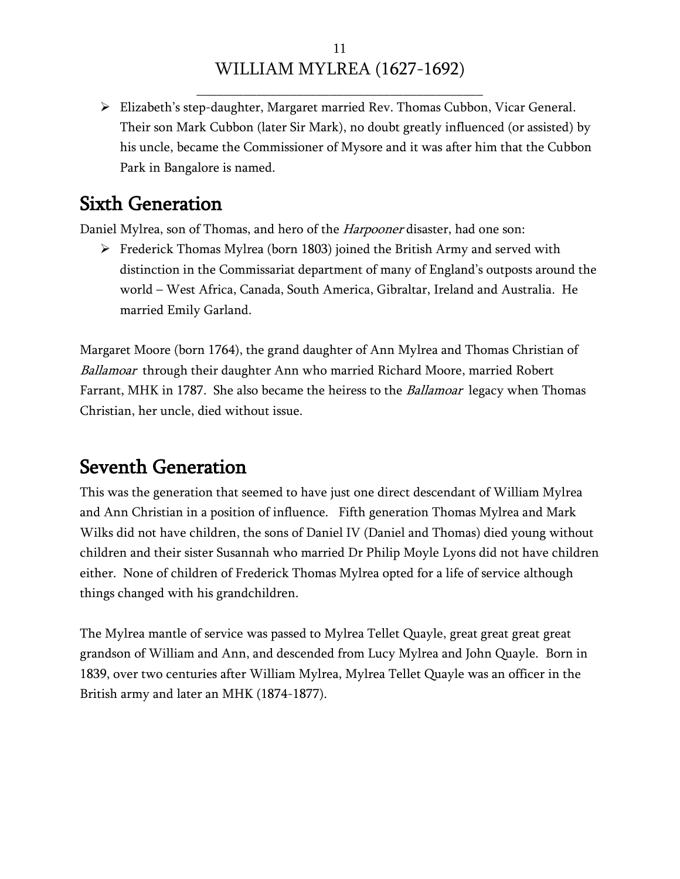- Elizabeth's step-daughter, Margaret married Rev. Thomas Cubbon, Vicar General. Their son Mark Cubbon (later Sir Mark), no doubt greatly influenced (or assisted) by his uncle, became the Commissioner of Mysore and it was after him that the Cubbon Park in Bangalore is named.

## Sixth Generation

Daniel Mylrea, son of Thomas, and hero of the *Harpooner* disaster, had one son:

- Frederick Thomas Mylrea (born 1803) joined the British Army and served with distinction in the Commissariat department of many of England's outposts around the world – West Africa, Canada, South America, Gibraltar, Ireland and Australia. He married Emily Garland.

Margaret Moore (born 1764), the grand daughter of Ann Mylrea and Thomas Christian of *Ballamoar* through their daughter Ann who married Richard Moore, married Robert Farrant, MHK in 1787. She also became the heiress to the *Ballamoar* legacy when Thomas Christian, her uncle, died without issue.

## Seventh Generation

This was the generation that seemed to have just one direct descendant of William Mylrea and Ann Christian in a position of influence. Fifth generation Thomas Mylrea and Mark Wilks did not have children, the sons of Daniel IV (Daniel and Thomas) died young without children and their sister Susannah who married Dr Philip Moyle Lyons did not have children either. None of children of Frederick Thomas Mylrea opted for a life of service although things changed with his grandchildren.

The Mylrea mantle of service was passed to Mylrea Tellet Quayle, great great great great grandson of William and Ann, and descended from Lucy Mylrea and John Quayle. Born in 1839, over two centuries after William Mylrea, Mylrea Tellet Quayle was an officer in the British army and later an MHK (1874-1877).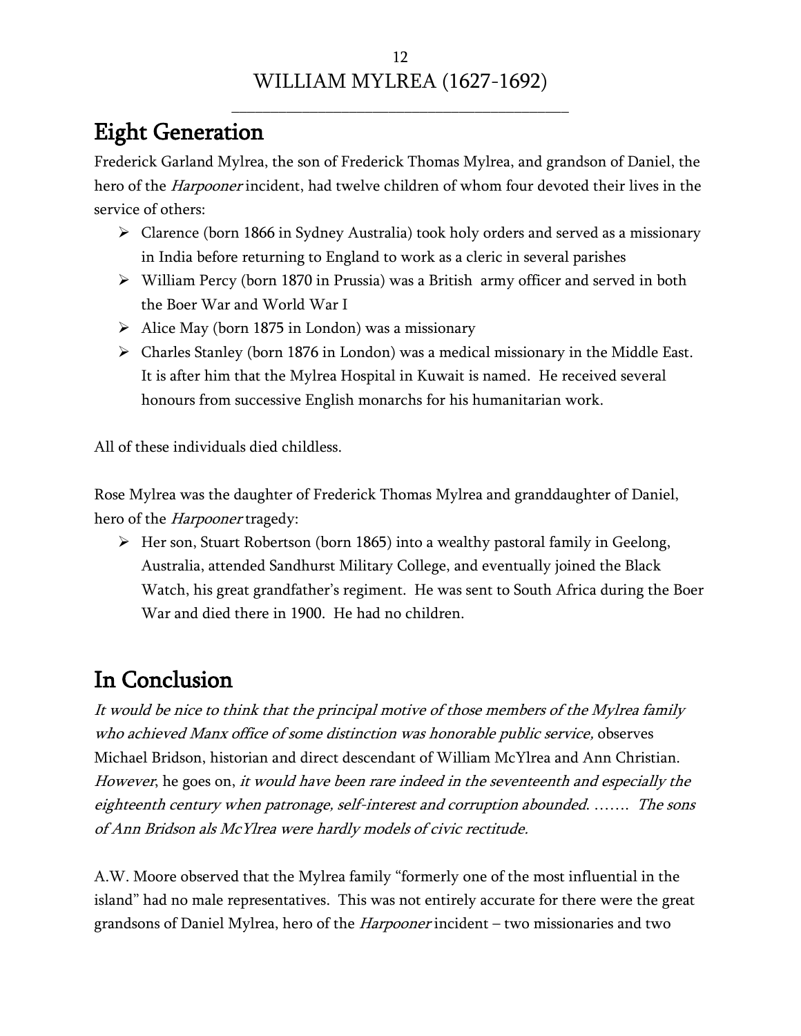## Eight Generation

Frederick Garland Mylrea, the son of Frederick Thomas Mylrea, and grandson of Daniel, the hero of the *Harpooner* incident, had twelve children of whom four devoted their lives in the service of others:

- Clarence (born 1866 in Sydney Australia) took holy orders and served as a missionary in India before returning to England to work as a cleric in several parishes
- William Percy (born 1870 in Prussia) was a British army officer and served in both the Boer War and World War I
- Alice May (born 1875 in London) was a missionary
- Charles Stanley (born 1876 in London) was a medical missionary in the Middle East. It is after him that the Mylrea Hospital in Kuwait is named. He received several honours from successive English monarchs for his humanitarian work.

All of these individuals died childless.

Rose Mylrea was the daughter of Frederick Thomas Mylrea and granddaughter of Daniel, hero of the *Harpooner* tragedy:

- Her son, Stuart Robertson (born 1865) into a wealthy pastoral family in Geelong, Australia, attended Sandhurst Military College, and eventually joined the Black Watch, his great grandfather's regiment. He was sent to South Africa during the Boer War and died there in 1900. He had no children.

## In Conclusion

*It would be nice to think that the principal motive of those members of the Mylrea family who achieved Manx office of some distinction was honorable public service,* observes Michael Bridson, historian and direct descendant of William McYlrea and Ann Christian. *However*, he goes on, *it would have been rare indeed in the seventeenth and especially the eighteenth century when patronage, self-interest and corruption abounded. ……. The sons of Ann Bridson als McYlrea were hardly models of civic rectitude.*

A.W. Moore observed that the Mylrea family "formerly one of the most influential in the island" had no male representatives. This was not entirely accurate for there were the great grandsons of Daniel Mylrea, hero of the *Harpooner* incident – two missionaries and two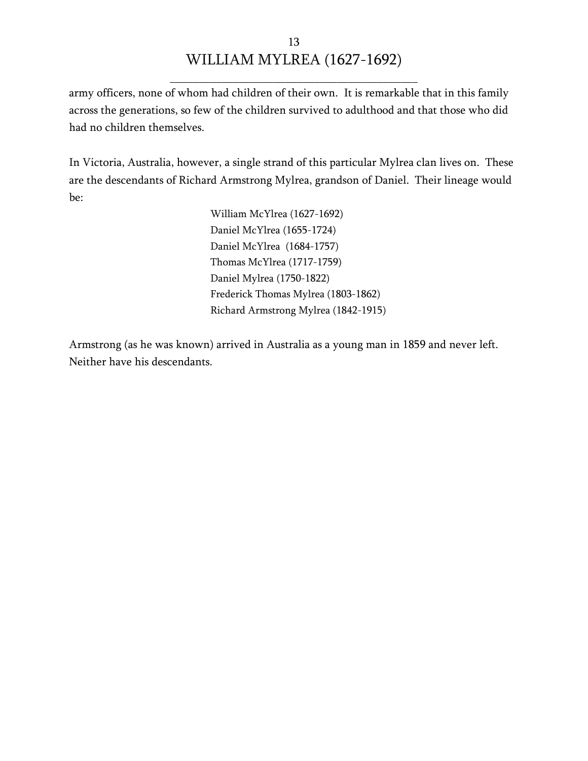army officers, none of whom had children of their own. It is remarkable that in this family across the generations, so few of the children survived to adulthood and that those who did had no children themselves.

In Victoria, Australia, however, a single strand of this particular Mylrea clan lives on. These are the descendants of Richard Armstrong Mylrea, grandson of Daniel. Their lineage would be:

William McYlrea (1627-1692)
Daniel McYlrea (1655-1724)
Daniel McYlrea (1684-1757)
Thomas McYlrea (1717-1759)
Daniel Mylrea (1750-1822)
Frederick Thomas Mylrea (1803-1862)
Richard Armstrong Mylrea (1842-1915)

Armstrong (as he was known) arrived in Australia as a young man in 1859 and never left. Neither have his descendants.